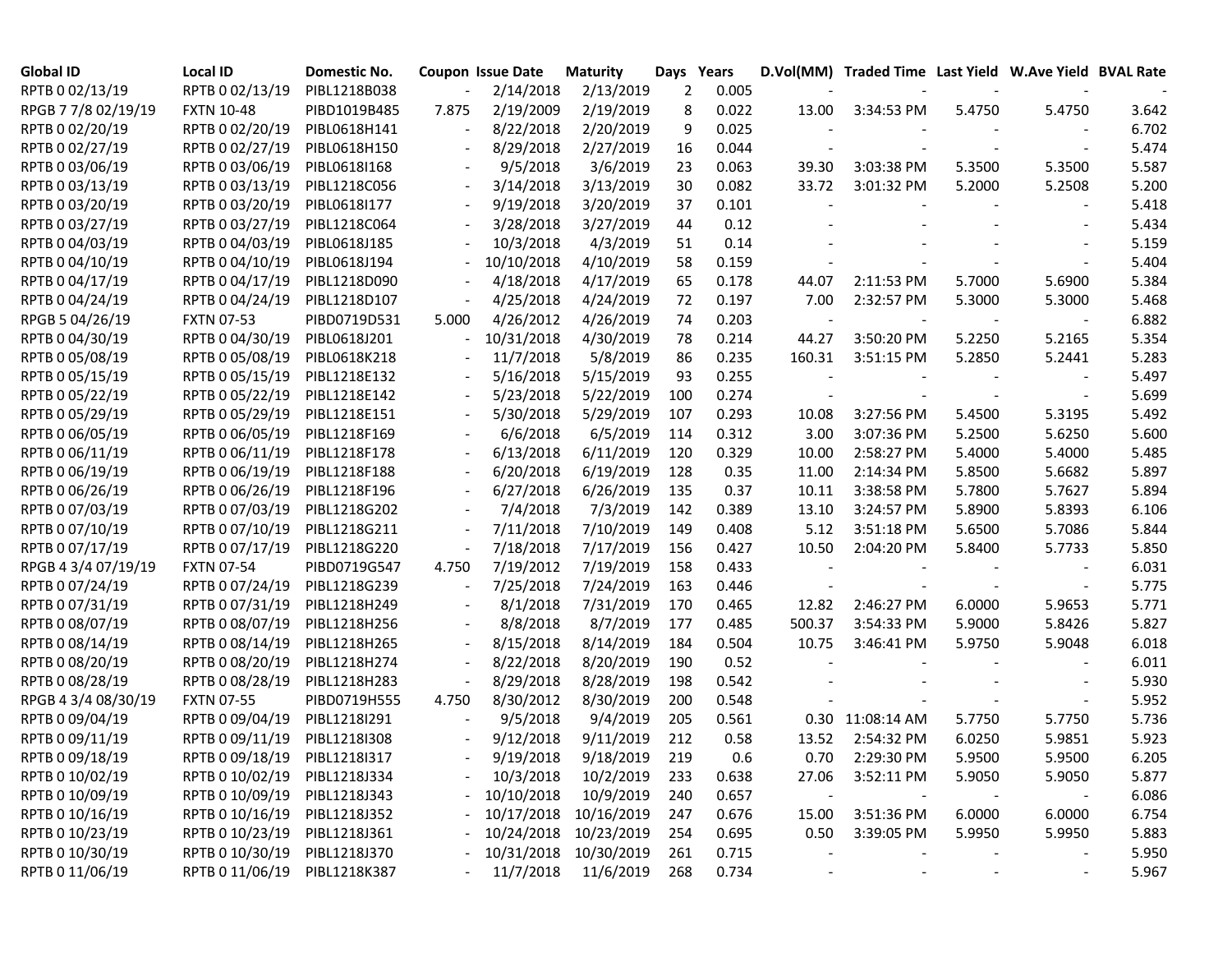| Global ID | Local ID | Domestic No. | Coupon | Issue Date | Maturity | Days | Years | D.Vol(MM) | Traded Time | Last Yield | W.Ave Yield | BVAL Rate |
|---|---|---|---|---|---|---|---|---|---|---|---|---|
| RPTB 0 02/13/19 | RPTB 0 02/13/19 | PIBL1218B038 | - | 2/14/2018 | 2/13/2019 | 2 | 0.005 | - | - | - | - | - |
| RPGB 7 7/8 02/19/19 | FXTN 10-48 | PIBD1019B485 | 7.875 | 2/19/2009 | 2/19/2019 | 8 | 0.022 | 13.00 | 3:34:53 PM | 5.4750 | 5.4750 | 3.642 |
| RPTB 0 02/20/19 | RPTB 0 02/20/19 | PIBL0618H141 | - | 8/22/2018 | 2/20/2019 | 9 | 0.025 | - | - | - | - | 6.702 |
| RPTB 0 02/27/19 | RPTB 0 02/27/19 | PIBL0618H150 | - | 8/29/2018 | 2/27/2019 | 16 | 0.044 | - | - | - | - | 5.474 |
| RPTB 0 03/06/19 | RPTB 0 03/06/19 | PIBL0618I168 | - | 9/5/2018 | 3/6/2019 | 23 | 0.063 | 39.30 | 3:03:38 PM | 5.3500 | 5.3500 | 5.587 |
| RPTB 0 03/13/19 | RPTB 0 03/13/19 | PIBL1218C056 | - | 3/14/2018 | 3/13/2019 | 30 | 0.082 | 33.72 | 3:01:32 PM | 5.2000 | 5.2508 | 5.200 |
| RPTB 0 03/20/19 | RPTB 0 03/20/19 | PIBL0618I177 | - | 9/19/2018 | 3/20/2019 | 37 | 0.101 | - | - | - | - | 5.418 |
| RPTB 0 03/27/19 | RPTB 0 03/27/19 | PIBL1218C064 | - | 3/28/2018 | 3/27/2019 | 44 | 0.12 | - | - | - | - | 5.434 |
| RPTB 0 04/03/19 | RPTB 0 04/03/19 | PIBL0618J185 | - | 10/3/2018 | 4/3/2019 | 51 | 0.14 | - | - | - | - | 5.159 |
| RPTB 0 04/10/19 | RPTB 0 04/10/19 | PIBL0618J194 | - | 10/10/2018 | 4/10/2019 | 58 | 0.159 | - | - | - | - | 5.404 |
| RPTB 0 04/17/19 | RPTB 0 04/17/19 | PIBL1218D090 | - | 4/18/2018 | 4/17/2019 | 65 | 0.178 | 44.07 | 2:11:53 PM | 5.7000 | 5.6900 | 5.384 |
| RPTB 0 04/24/19 | RPTB 0 04/24/19 | PIBL1218D107 | - | 4/25/2018 | 4/24/2019 | 72 | 0.197 | 7.00 | 2:32:57 PM | 5.3000 | 5.3000 | 5.468 |
| RPGB 5 04/26/19 | FXTN 07-53 | PIBD0719D531 | 5.000 | 4/26/2012 | 4/26/2019 | 74 | 0.203 | - | - | - | - | 6.882 |
| RPTB 0 04/30/19 | RPTB 0 04/30/19 | PIBL0618J201 | - | 10/31/2018 | 4/30/2019 | 78 | 0.214 | 44.27 | 3:50:20 PM | 5.2250 | 5.2165 | 5.354 |
| RPTB 0 05/08/19 | RPTB 0 05/08/19 | PIBL0618K218 | - | 11/7/2018 | 5/8/2019 | 86 | 0.235 | 160.31 | 3:51:15 PM | 5.2850 | 5.2441 | 5.283 |
| RPTB 0 05/15/19 | RPTB 0 05/15/19 | PIBL1218E132 | - | 5/16/2018 | 5/15/2019 | 93 | 0.255 | - | - | - | - | 5.497 |
| RPTB 0 05/22/19 | RPTB 0 05/22/19 | PIBL1218E142 | - | 5/23/2018 | 5/22/2019 | 100 | 0.274 | - | - | - | - | 5.699 |
| RPTB 0 05/29/19 | RPTB 0 05/29/19 | PIBL1218E151 | - | 5/30/2018 | 5/29/2019 | 107 | 0.293 | 10.08 | 3:27:56 PM | 5.4500 | 5.3195 | 5.492 |
| RPTB 0 06/05/19 | RPTB 0 06/05/19 | PIBL1218F169 | - | 6/6/2018 | 6/5/2019 | 114 | 0.312 | 3.00 | 3:07:36 PM | 5.2500 | 5.6250 | 5.600 |
| RPTB 0 06/11/19 | RPTB 0 06/11/19 | PIBL1218F178 | - | 6/13/2018 | 6/11/2019 | 120 | 0.329 | 10.00 | 2:58:27 PM | 5.4000 | 5.4000 | 5.485 |
| RPTB 0 06/19/19 | RPTB 0 06/19/19 | PIBL1218F188 | - | 6/20/2018 | 6/19/2019 | 128 | 0.35 | 11.00 | 2:14:34 PM | 5.8500 | 5.6682 | 5.897 |
| RPTB 0 06/26/19 | RPTB 0 06/26/19 | PIBL1218F196 | - | 6/27/2018 | 6/26/2019 | 135 | 0.37 | 10.11 | 3:38:58 PM | 5.7800 | 5.7627 | 5.894 |
| RPTB 0 07/03/19 | RPTB 0 07/03/19 | PIBL1218G202 | - | 7/4/2018 | 7/3/2019 | 142 | 0.389 | 13.10 | 3:24:57 PM | 5.8900 | 5.8393 | 6.106 |
| RPTB 0 07/10/19 | RPTB 0 07/10/19 | PIBL1218G211 | - | 7/11/2018 | 7/10/2019 | 149 | 0.408 | 5.12 | 3:51:18 PM | 5.6500 | 5.7086 | 5.844 |
| RPTB 0 07/17/19 | RPTB 0 07/17/19 | PIBL1218G220 | - | 7/18/2018 | 7/17/2019 | 156 | 0.427 | 10.50 | 2:04:20 PM | 5.8400 | 5.7733 | 5.850 |
| RPGB 4 3/4 07/19/19 | FXTN 07-54 | PIBD0719G547 | 4.750 | 7/19/2012 | 7/19/2019 | 158 | 0.433 | - | - | - | - | 6.031 |
| RPTB 0 07/24/19 | RPTB 0 07/24/19 | PIBL1218G239 | - | 7/25/2018 | 7/24/2019 | 163 | 0.446 | - | - | - | - | 5.775 |
| RPTB 0 07/31/19 | RPTB 0 07/31/19 | PIBL1218H249 | - | 8/1/2018 | 7/31/2019 | 170 | 0.465 | 12.82 | 2:46:27 PM | 6.0000 | 5.9653 | 5.771 |
| RPTB 0 08/07/19 | RPTB 0 08/07/19 | PIBL1218H256 | - | 8/8/2018 | 8/7/2019 | 177 | 0.485 | 500.37 | 3:54:33 PM | 5.9000 | 5.8426 | 5.827 |
| RPTB 0 08/14/19 | RPTB 0 08/14/19 | PIBL1218H265 | - | 8/15/2018 | 8/14/2019 | 184 | 0.504 | 10.75 | 3:46:41 PM | 5.9750 | 5.9048 | 6.018 |
| RPTB 0 08/20/19 | RPTB 0 08/20/19 | PIBL1218H274 | - | 8/22/2018 | 8/20/2019 | 190 | 0.52 | - | - | - | - | 6.011 |
| RPTB 0 08/28/19 | RPTB 0 08/28/19 | PIBL1218H283 | - | 8/29/2018 | 8/28/2019 | 198 | 0.542 | - | - | - | - | 5.930 |
| RPGB 4 3/4 08/30/19 | FXTN 07-55 | PIBD0719H555 | 4.750 | 8/30/2012 | 8/30/2019 | 200 | 0.548 | - | - | - | - | 5.952 |
| RPTB 0 09/04/19 | RPTB 0 09/04/19 | PIBL1218I291 | - | 9/5/2018 | 9/4/2019 | 205 | 0.561 | 0.30 | 11:08:14 AM | 5.7750 | 5.7750 | 5.736 |
| RPTB 0 09/11/19 | RPTB 0 09/11/19 | PIBL1218I308 | - | 9/12/2018 | 9/11/2019 | 212 | 0.58 | 13.52 | 2:54:32 PM | 6.0250 | 5.9851 | 5.923 |
| RPTB 0 09/18/19 | RPTB 0 09/18/19 | PIBL1218I317 | - | 9/19/2018 | 9/18/2019 | 219 | 0.6 | 0.70 | 2:29:30 PM | 5.9500 | 5.9500 | 6.205 |
| RPTB 0 10/02/19 | RPTB 0 10/02/19 | PIBL1218J334 | - | 10/3/2018 | 10/2/2019 | 233 | 0.638 | 27.06 | 3:52:11 PM | 5.9050 | 5.9050 | 5.877 |
| RPTB 0 10/09/19 | RPTB 0 10/09/19 | PIBL1218J343 | - | 10/10/2018 | 10/9/2019 | 240 | 0.657 | - | - | - | - | 6.086 |
| RPTB 0 10/16/19 | RPTB 0 10/16/19 | PIBL1218J352 | - | 10/17/2018 | 10/16/2019 | 247 | 0.676 | 15.00 | 3:51:36 PM | 6.0000 | 6.0000 | 6.754 |
| RPTB 0 10/23/19 | RPTB 0 10/23/19 | PIBL1218J361 | - | 10/24/2018 | 10/23/2019 | 254 | 0.695 | 0.50 | 3:39:05 PM | 5.9950 | 5.9950 | 5.883 |
| RPTB 0 10/30/19 | RPTB 0 10/30/19 | PIBL1218J370 | - | 10/31/2018 | 10/30/2019 | 261 | 0.715 | - | - | - | - | 5.950 |
| RPTB 0 11/06/19 | RPTB 0 11/06/19 | PIBL1218K387 | - | 11/7/2018 | 11/6/2019 | 268 | 0.734 | - | - | - | - | 5.967 |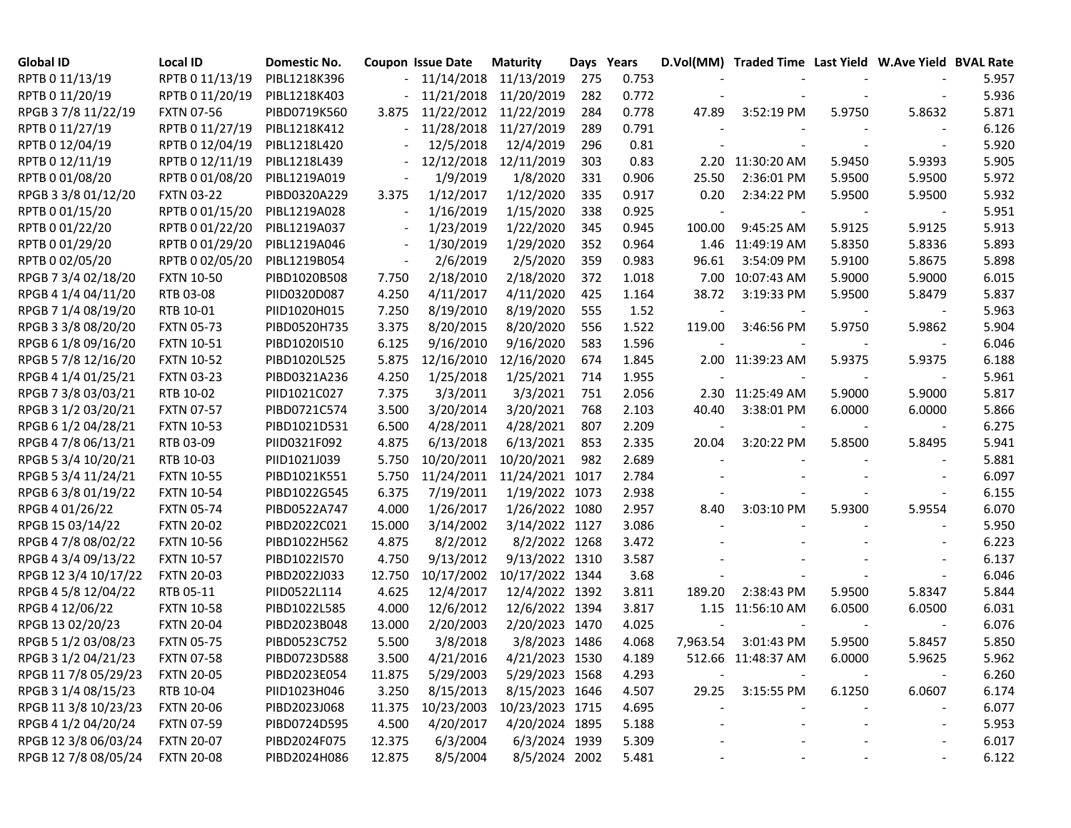| Global ID | Local ID | Domestic No. | Coupon | Issue Date | Maturity | Days | Years | D.Vol(MM) | Traded Time | Last Yield | W.Ave Yield | BVAL Rate |
|---|---|---|---|---|---|---|---|---|---|---|---|---|
| RPTB 0 11/13/19 | RPTB 0 11/13/19 | PIBL1218K396 | - | 11/14/2018 | 11/13/2019 | 275 | 0.753 | - | - | - | - | 5.957 |
| RPTB 0 11/20/19 | RPTB 0 11/20/19 | PIBL1218K403 | - | 11/21/2018 | 11/20/2019 | 282 | 0.772 | - | - | - | - | 5.936 |
| RPGB 3 7/8 11/22/19 | FXTN 07-56 | PIBD0719K560 | 3.875 | 11/22/2012 | 11/22/2019 | 284 | 0.778 | 47.89 | 3:52:19 PM | 5.9750 | 5.8632 | 5.871 |
| RPTB 0 11/27/19 | RPTB 0 11/27/19 | PIBL1218K412 | - | 11/28/2018 | 11/27/2019 | 289 | 0.791 | - | - | - | - | 6.126 |
| RPTB 0 12/04/19 | RPTB 0 12/04/19 | PIBL1218L420 | - | 12/5/2018 | 12/4/2019 | 296 | 0.81 | - | - | - | - | 5.920 |
| RPTB 0 12/11/19 | RPTB 0 12/11/19 | PIBL1218L439 | - | 12/12/2018 | 12/11/2019 | 303 | 0.83 | 2.20 | 11:30:20 AM | 5.9450 | 5.9393 | 5.905 |
| RPTB 0 01/08/20 | RPTB 0 01/08/20 | PIBL1219A019 | - | 1/9/2019 | 1/8/2020 | 331 | 0.906 | 25.50 | 2:36:01 PM | 5.9500 | 5.9500 | 5.972 |
| RPGB 3 3/8 01/12/20 | FXTN 03-22 | PIBD0320A229 | 3.375 | 1/12/2017 | 1/12/2020 | 335 | 0.917 | 0.20 | 2:34:22 PM | 5.9500 | 5.9500 | 5.932 |
| RPTB 0 01/15/20 | RPTB 0 01/15/20 | PIBL1219A028 | - | 1/16/2019 | 1/15/2020 | 338 | 0.925 | - | - | - | - | 5.951 |
| RPTB 0 01/22/20 | RPTB 0 01/22/20 | PIBL1219A037 | - | 1/23/2019 | 1/22/2020 | 345 | 0.945 | 100.00 | 9:45:25 AM | 5.9125 | 5.9125 | 5.913 |
| RPTB 0 01/29/20 | RPTB 0 01/29/20 | PIBL1219A046 | - | 1/30/2019 | 1/29/2020 | 352 | 0.964 | 1.46 | 11:49:19 AM | 5.8350 | 5.8336 | 5.893 |
| RPTB 0 02/05/20 | RPTB 0 02/05/20 | PIBL1219B054 | - | 2/6/2019 | 2/5/2020 | 359 | 0.983 | 96.61 | 3:54:09 PM | 5.9100 | 5.8675 | 5.898 |
| RPGB 7 3/4 02/18/20 | FXTN 10-50 | PIBD1020B508 | 7.750 | 2/18/2010 | 2/18/2020 | 372 | 1.018 | 7.00 | 10:07:43 AM | 5.9000 | 5.9000 | 6.015 |
| RPGB 4 1/4 04/11/20 | RTB 03-08 | PIID0320D087 | 4.250 | 4/11/2017 | 4/11/2020 | 425 | 1.164 | 38.72 | 3:19:33 PM | 5.9500 | 5.8479 | 5.837 |
| RPGB 7 1/4 08/19/20 | RTB 10-01 | PIID1020H015 | 7.250 | 8/19/2010 | 8/19/2020 | 555 | 1.52 | - | - | - | - | 5.963 |
| RPGB 3 3/8 08/20/20 | FXTN 05-73 | PIBD0520H735 | 3.375 | 8/20/2015 | 8/20/2020 | 556 | 1.522 | 119.00 | 3:46:56 PM | 5.9750 | 5.9862 | 5.904 |
| RPGB 6 1/8 09/16/20 | FXTN 10-51 | PIBD1020I510 | 6.125 | 9/16/2010 | 9/16/2020 | 583 | 1.596 | - | - | - | - | 6.046 |
| RPGB 5 7/8 12/16/20 | FXTN 10-52 | PIBD1020L525 | 5.875 | 12/16/2010 | 12/16/2020 | 674 | 1.845 | 2.00 | 11:39:23 AM | 5.9375 | 5.9375 | 6.188 |
| RPGB 4 1/4 01/25/21 | FXTN 03-23 | PIBD0321A236 | 4.250 | 1/25/2018 | 1/25/2021 | 714 | 1.955 | - | - | - | - | 5.961 |
| RPGB 7 3/8 03/03/21 | RTB 10-02 | PIID1021C027 | 7.375 | 3/3/2011 | 3/3/2021 | 751 | 2.056 | 2.30 | 11:25:49 AM | 5.9000 | 5.9000 | 5.817 |
| RPGB 3 1/2 03/20/21 | FXTN 07-57 | PIBD0721C574 | 3.500 | 3/20/2014 | 3/20/2021 | 768 | 2.103 | 40.40 | 3:38:01 PM | 6.0000 | 6.0000 | 5.866 |
| RPGB 6 1/2 04/28/21 | FXTN 10-53 | PIBD1021D531 | 6.500 | 4/28/2011 | 4/28/2021 | 807 | 2.209 | - | - | - | - | 6.275 |
| RPGB 4 7/8 06/13/21 | RTB 03-09 | PIID0321F092 | 4.875 | 6/13/2018 | 6/13/2021 | 853 | 2.335 | 20.04 | 3:20:22 PM | 5.8500 | 5.8495 | 5.941 |
| RPGB 5 3/4 10/20/21 | RTB 10-03 | PIID1021J039 | 5.750 | 10/20/2011 | 10/20/2021 | 982 | 2.689 | - | - | - | - | 5.881 |
| RPGB 5 3/4 11/24/21 | FXTN 10-55 | PIBD1021K551 | 5.750 | 11/24/2011 | 11/24/2021 | 1017 | 2.784 | - | - | - | - | 6.097 |
| RPGB 6 3/8 01/19/22 | FXTN 10-54 | PIBD1022G545 | 6.375 | 7/19/2011 | 1/19/2022 | 1073 | 2.938 | - | - | - | - | 6.155 |
| RPGB 4 01/26/22 | FXTN 05-74 | PIBD0522A747 | 4.000 | 1/26/2017 | 1/26/2022 | 1080 | 2.957 | 8.40 | 3:03:10 PM | 5.9300 | 5.9554 | 6.070 |
| RPGB 15 03/14/22 | FXTN 20-02 | PIBD2022C021 | 15.000 | 3/14/2002 | 3/14/2022 | 1127 | 3.086 | - | - | - | - | 5.950 |
| RPGB 4 7/8 08/02/22 | FXTN 10-56 | PIBD1022H562 | 4.875 | 8/2/2012 | 8/2/2022 | 1268 | 3.472 | - | - | - | - | 6.223 |
| RPGB 4 3/4 09/13/22 | FXTN 10-57 | PIBD1022I570 | 4.750 | 9/13/2012 | 9/13/2022 | 1310 | 3.587 | - | - | - | - | 6.137 |
| RPGB 12 3/4 10/17/22 | FXTN 20-03 | PIBD2022J033 | 12.750 | 10/17/2002 | 10/17/2022 | 1344 | 3.68 | - | - | - | - | 6.046 |
| RPGB 4 5/8 12/04/22 | RTB 05-11 | PIID0522L114 | 4.625 | 12/4/2017 | 12/4/2022 | 1392 | 3.811 | 189.20 | 2:38:43 PM | 5.9500 | 5.8347 | 5.844 |
| RPGB 4 12/06/22 | FXTN 10-58 | PIBD1022L585 | 4.000 | 12/6/2012 | 12/6/2022 | 1394 | 3.817 | 1.15 | 11:56:10 AM | 6.0500 | 6.0500 | 6.031 |
| RPGB 13 02/20/23 | FXTN 20-04 | PIBD2023B048 | 13.000 | 2/20/2003 | 2/20/2023 | 1470 | 4.025 | - | - | - | - | 6.076 |
| RPGB 5 1/2 03/08/23 | FXTN 05-75 | PIBD0523C752 | 5.500 | 3/8/2018 | 3/8/2023 | 1486 | 4.068 | 7,963.54 | 3:01:43 PM | 5.9500 | 5.8457 | 5.850 |
| RPGB 3 1/2 04/21/23 | FXTN 07-58 | PIBD0723D588 | 3.500 | 4/21/2016 | 4/21/2023 | 1530 | 4.189 | 512.66 | 11:48:37 AM | 6.0000 | 5.9625 | 5.962 |
| RPGB 11 7/8 05/29/23 | FXTN 20-05 | PIBD2023E054 | 11.875 | 5/29/2003 | 5/29/2023 | 1568 | 4.293 | - | - | - | - | 6.260 |
| RPGB 3 1/4 08/15/23 | RTB 10-04 | PIID1023H046 | 3.250 | 8/15/2013 | 8/15/2023 | 1646 | 4.507 | 29.25 | 3:15:55 PM | 6.1250 | 6.0607 | 6.174 |
| RPGB 11 3/8 10/23/23 | FXTN 20-06 | PIBD2023J068 | 11.375 | 10/23/2003 | 10/23/2023 | 1715 | 4.695 | - | - | - | - | 6.077 |
| RPGB 4 1/2 04/20/24 | FXTN 07-59 | PIBD0724D595 | 4.500 | 4/20/2017 | 4/20/2024 | 1895 | 5.188 | - | - | - | - | 5.953 |
| RPGB 12 3/8 06/03/24 | FXTN 20-07 | PIBD2024F075 | 12.375 | 6/3/2004 | 6/3/2024 | 1939 | 5.309 | - | - | - | - | 6.017 |
| RPGB 12 7/8 08/05/24 | FXTN 20-08 | PIBD2024H086 | 12.875 | 8/5/2004 | 8/5/2024 | 2002 | 5.481 | - | - | - | - | 6.122 |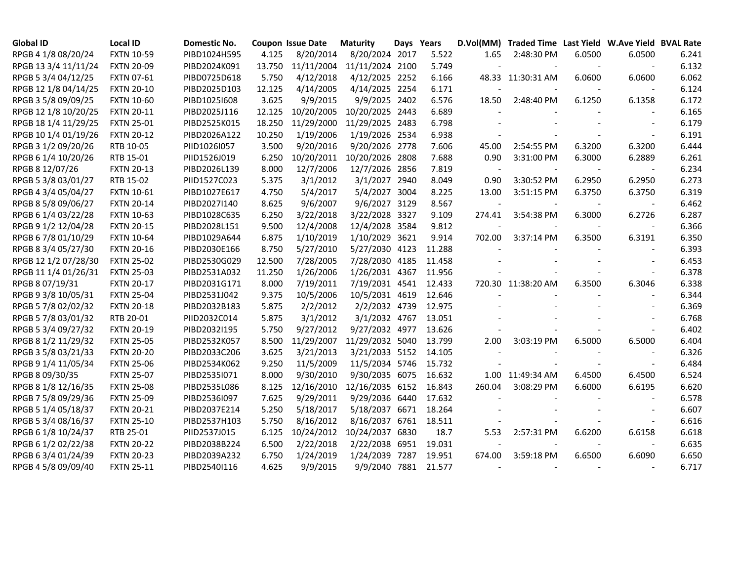| Global ID | Local ID | Domestic No. | Coupon | Issue Date | Maturity | Days | Years | D.Vol(MM) | Traded Time | Last Yield | W.Ave Yield | BVAL Rate |
|---|---|---|---|---|---|---|---|---|---|---|---|---|
| RPGB 4 1/8 08/20/24 | FXTN 10-59 | PIBD1024H595 | 4.125 | 8/20/2014 | 8/20/2024 | 2017 | 5.522 | 1.65 | 2:48:30 PM | 6.0500 | 6.0500 | 6.241 |
| RPGB 13 3/4 11/11/24 | FXTN 20-09 | PIBD2024K091 | 13.750 | 11/11/2004 | 11/11/2024 | 2100 | 5.749 | - | - | - | - | 6.132 |
| RPGB 5 3/4 04/12/25 | FXTN 07-61 | PIBD0725D618 | 5.750 | 4/12/2018 | 4/12/2025 | 2252 | 6.166 | 48.33 | 11:30:31 AM | 6.0600 | 6.0600 | 6.062 |
| RPGB 12 1/8 04/14/25 | FXTN 20-10 | PIBD2025D103 | 12.125 | 4/14/2005 | 4/14/2025 | 2254 | 6.171 | - | - | - | - | 6.124 |
| RPGB 3 5/8 09/09/25 | FXTN 10-60 | PIBD1025I608 | 3.625 | 9/9/2015 | 9/9/2025 | 2402 | 6.576 | 18.50 | 2:48:40 PM | 6.1250 | 6.1358 | 6.172 |
| RPGB 12 1/8 10/20/25 | FXTN 20-11 | PIBD2025J116 | 12.125 | 10/20/2005 | 10/20/2025 | 2443 | 6.689 | - | - | - | - | 6.165 |
| RPGB 18 1/4 11/29/25 | FXTN 25-01 | PIBD2525K015 | 18.250 | 11/29/2000 | 11/29/2025 | 2483 | 6.798 | - | - | - | - | 6.179 |
| RPGB 10 1/4 01/19/26 | FXTN 20-12 | PIBD2026A122 | 10.250 | 1/19/2006 | 1/19/2026 | 2534 | 6.938 | - | - | - | - | 6.191 |
| RPGB 3 1/2 09/20/26 | RTB 10-05 | PIID1026I057 | 3.500 | 9/20/2016 | 9/20/2026 | 2778 | 7.606 | 45.00 | 2:54:55 PM | 6.3200 | 6.3200 | 6.444 |
| RPGB 6 1/4 10/20/26 | RTB 15-01 | PIID1526J019 | 6.250 | 10/20/2011 | 10/20/2026 | 2808 | 7.688 | 0.90 | 3:31:00 PM | 6.3000 | 6.2889 | 6.261 |
| RPGB 8 12/07/26 | FXTN 20-13 | PIBD2026L139 | 8.000 | 12/7/2006 | 12/7/2026 | 2856 | 7.819 | - | - | - | - | 6.234 |
| RPGB 5 3/8 03/01/27 | RTB 15-02 | PIID1527C023 | 5.375 | 3/1/2012 | 3/1/2027 | 2940 | 8.049 | 0.90 | 3:30:52 PM | 6.2950 | 6.2950 | 6.273 |
| RPGB 4 3/4 05/04/27 | FXTN 10-61 | PIBD1027E617 | 4.750 | 5/4/2017 | 5/4/2027 | 3004 | 8.225 | 13.00 | 3:51:15 PM | 6.3750 | 6.3750 | 6.319 |
| RPGB 8 5/8 09/06/27 | FXTN 20-14 | PIBD2027I140 | 8.625 | 9/6/2007 | 9/6/2027 | 3129 | 8.567 | - | - | - | - | 6.462 |
| RPGB 6 1/4 03/22/28 | FXTN 10-63 | PIBD1028C635 | 6.250 | 3/22/2018 | 3/22/2028 | 3327 | 9.109 | 274.41 | 3:54:38 PM | 6.3000 | 6.2726 | 6.287 |
| RPGB 9 1/2 12/04/28 | FXTN 20-15 | PIBD2028L151 | 9.500 | 12/4/2008 | 12/4/2028 | 3584 | 9.812 | - | - | - | - | 6.366 |
| RPGB 6 7/8 01/10/29 | FXTN 10-64 | PIBD1029A644 | 6.875 | 1/10/2019 | 1/10/2029 | 3621 | 9.914 | 702.00 | 3:37:14 PM | 6.3500 | 6.3191 | 6.350 |
| RPGB 8 3/4 05/27/30 | FXTN 20-16 | PIBD2030E166 | 8.750 | 5/27/2010 | 5/27/2030 | 4123 | 11.288 | - | - | - | - | 6.393 |
| RPGB 12 1/2 07/28/30 | FXTN 25-02 | PIBD2530G029 | 12.500 | 7/28/2005 | 7/28/2030 | 4185 | 11.458 | - | - | - | - | 6.453 |
| RPGB 11 1/4 01/26/31 | FXTN 25-03 | PIBD2531A032 | 11.250 | 1/26/2006 | 1/26/2031 | 4367 | 11.956 | - | - | - | - | 6.378 |
| RPGB 8 07/19/31 | FXTN 20-17 | PIBD2031G171 | 8.000 | 7/19/2011 | 7/19/2031 | 4541 | 12.433 | 720.30 | 11:38:20 AM | 6.3500 | 6.3046 | 6.338 |
| RPGB 9 3/8 10/05/31 | FXTN 25-04 | PIBD2531J042 | 9.375 | 10/5/2006 | 10/5/2031 | 4619 | 12.646 | - | - | - | - | 6.344 |
| RPGB 5 7/8 02/02/32 | FXTN 20-18 | PIBD2032B183 | 5.875 | 2/2/2012 | 2/2/2032 | 4739 | 12.975 | - | - | - | - | 6.369 |
| RPGB 5 7/8 03/01/32 | RTB 20-01 | PIID2032C014 | 5.875 | 3/1/2012 | 3/1/2032 | 4767 | 13.051 | - | - | - | - | 6.768 |
| RPGB 5 3/4 09/27/32 | FXTN 20-19 | PIBD2032I195 | 5.750 | 9/27/2012 | 9/27/2032 | 4977 | 13.626 | - | - | - | - | 6.402 |
| RPGB 8 1/2 11/29/32 | FXTN 25-05 | PIBD2532K057 | 8.500 | 11/29/2007 | 11/29/2032 | 5040 | 13.799 | 2.00 | 3:03:19 PM | 6.5000 | 6.5000 | 6.404 |
| RPGB 3 5/8 03/21/33 | FXTN 20-20 | PIBD2033C206 | 3.625 | 3/21/2013 | 3/21/2033 | 5152 | 14.105 | - | - | - | - | 6.326 |
| RPGB 9 1/4 11/05/34 | FXTN 25-06 | PIBD2534K062 | 9.250 | 11/5/2009 | 11/5/2034 | 5746 | 15.732 | - | - | - | - | 6.484 |
| RPGB 8 09/30/35 | FXTN 25-07 | PIBD2535I071 | 8.000 | 9/30/2010 | 9/30/2035 | 6075 | 16.632 | 1.00 | 11:49:34 AM | 6.4500 | 6.4500 | 6.524 |
| RPGB 8 1/8 12/16/35 | FXTN 25-08 | PIBD2535L086 | 8.125 | 12/16/2010 | 12/16/2035 | 6152 | 16.843 | 260.04 | 3:08:29 PM | 6.6000 | 6.6195 | 6.620 |
| RPGB 7 5/8 09/29/36 | FXTN 25-09 | PIBD2536I097 | 7.625 | 9/29/2011 | 9/29/2036 | 6440 | 17.632 | - | - | - | - | 6.578 |
| RPGB 5 1/4 05/18/37 | FXTN 20-21 | PIBD2037E214 | 5.250 | 5/18/2017 | 5/18/2037 | 6671 | 18.264 | - | - | - | - | 6.607 |
| RPGB 5 3/4 08/16/37 | FXTN 25-10 | PIBD2537H103 | 5.750 | 8/16/2012 | 8/16/2037 | 6761 | 18.511 | - | - | - | - | 6.616 |
| RPGB 6 1/8 10/24/37 | RTB 25-01 | PIID2537J015 | 6.125 | 10/24/2012 | 10/24/2037 | 6830 | 18.7 | 5.53 | 2:57:31 PM | 6.6200 | 6.6158 | 6.618 |
| RPGB 6 1/2 02/22/38 | FXTN 20-22 | PIBD2038B224 | 6.500 | 2/22/2018 | 2/22/2038 | 6951 | 19.031 | - | - | - | - | 6.635 |
| RPGB 6 3/4 01/24/39 | FXTN 20-23 | PIBD2039A232 | 6.750 | 1/24/2019 | 1/24/2039 | 7287 | 19.951 | 674.00 | 3:59:18 PM | 6.6500 | 6.6090 | 6.650 |
| RPGB 4 5/8 09/09/40 | FXTN 25-11 | PIBD2540I116 | 4.625 | 9/9/2015 | 9/9/2040 | 7881 | 21.577 | - | - | - | - | 6.717 |